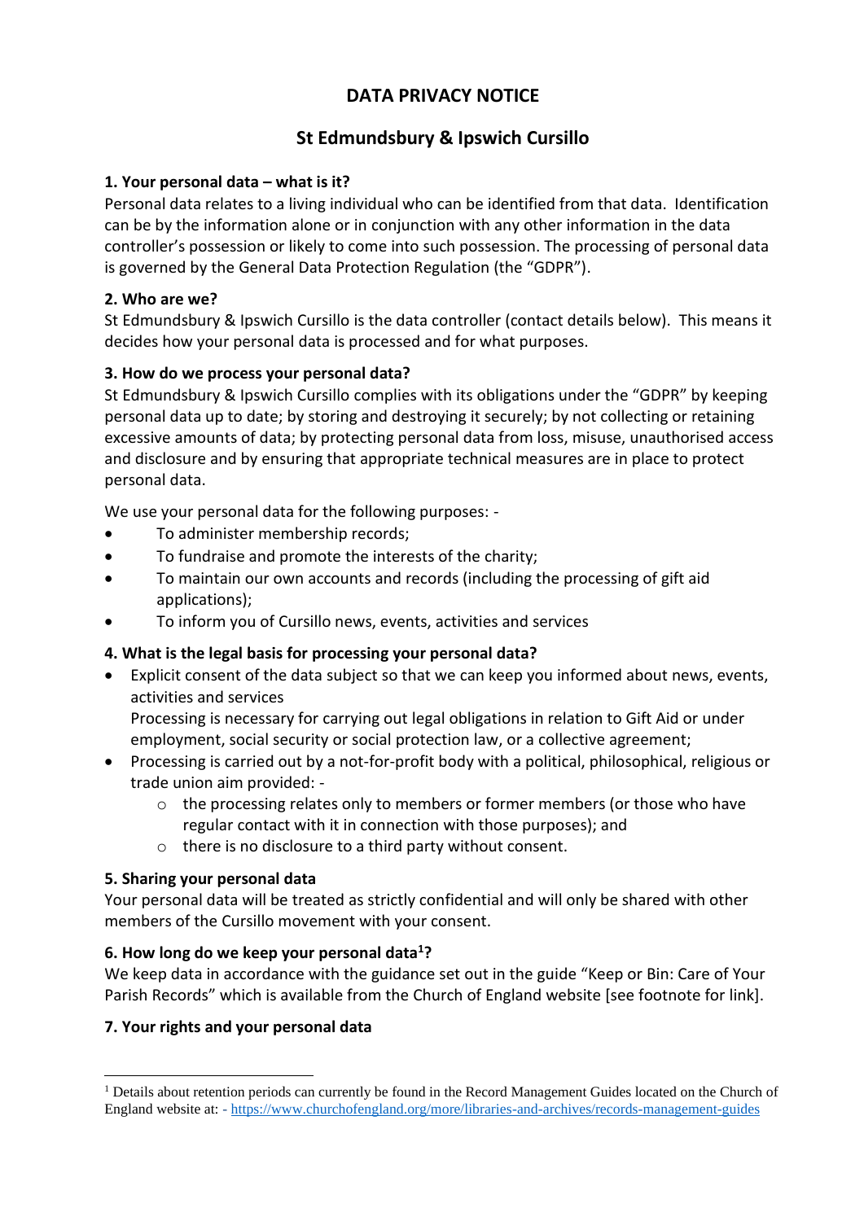# DATA PRIVACY NOTICE

## St Edmundsbury & Ipswich Cursillo

### 1. Your personal data – what is it?

Personal data relates to a living individual who can be identified from that data. Identification can be by the information alone or in conjunction with any other information in the data controller's possession or likely to come into such possession. The processing of personal data is governed by the General Data Protection Regulation (the "GDPR").

### 2. Who are we?

St Edmundsbury & Ipswich Cursillo is the data controller (contact details below). This means it decides how your personal data is processed and for what purposes.

### 3. How do we process your personal data?

St Edmundsbury & Ipswich Cursillo complies with its obligations under the "GDPR" by keeping personal data up to date; by storing and destroying it securely; by not collecting or retaining excessive amounts of data; by protecting personal data from loss, misuse, unauthorised access and disclosure and by ensuring that appropriate technical measures are in place to protect personal data.

We use your personal data for the following purposes: -

- To administer membership records;
- To fundraise and promote the interests of the charity;
- To maintain our own accounts and records (including the processing of gift aid applications);
- To inform you of Cursillo news, events, activities and services

### 4. What is the legal basis for processing your personal data?

- Explicit consent of the data subject so that we can keep you informed about news, events, activities and services
  Processing is necessary for carrying out legal obligations in relation to Gift Aid or under employment, social security or social protection law, or a collective agreement;
- Processing is carried out by a not-for-profit body with a political, philosophical, religious or trade union aim provided: -
  - the processing relates only to members or former members (or those who have regular contact with it in connection with those purposes); and
  - there is no disclosure to a third party without consent.

### 5. Sharing your personal data

Your personal data will be treated as strictly confidential and will only be shared with other members of the Cursillo movement with your consent.

### 6. How long do we keep your personal data[1]?

We keep data in accordance with the guidance set out in the guide "Keep or Bin: Care of Your Parish Records" which is available from the Church of England website [see footnote for link].

### 7. Your rights and your personal data

[1] Details about retention periods can currently be found in the Record Management Guides located on the Church of England website at: - https://www.churchofengland.org/more/libraries-and-archives/records-management-guides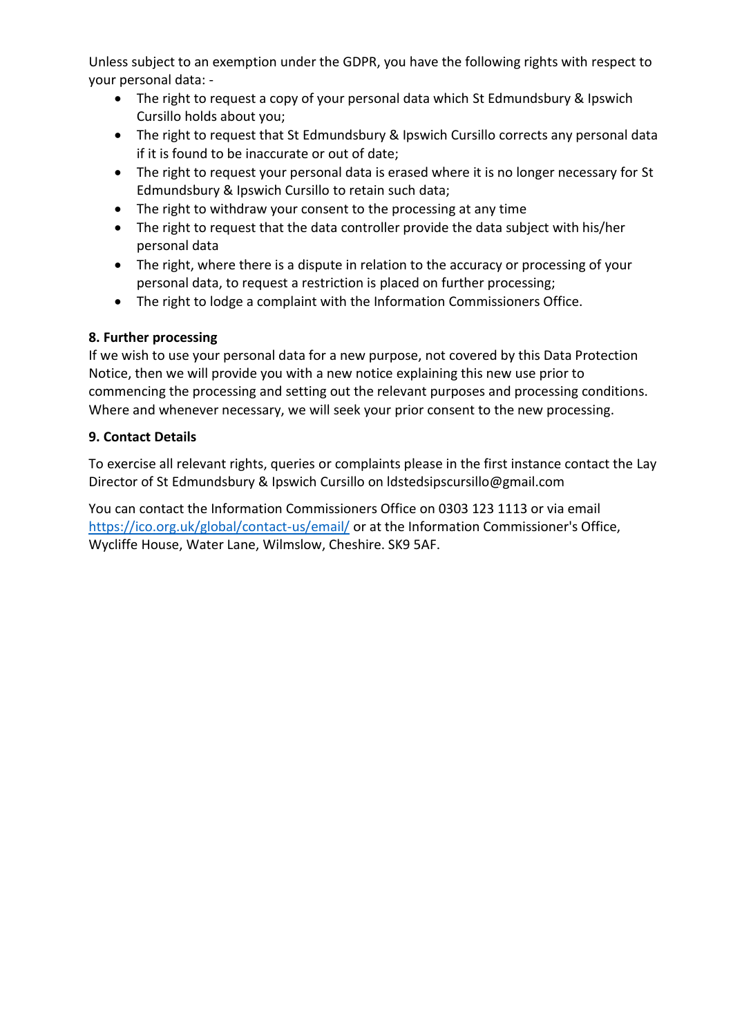Unless subject to an exemption under the GDPR, you have the following rights with respect to your personal data: -

- The right to request a copy of your personal data which St Edmundsbury & Ipswich Cursillo holds about you;
- The right to request that St Edmundsbury & Ipswich Cursillo corrects any personal data if it is found to be inaccurate or out of date;
- The right to request your personal data is erased where it is no longer necessary for St Edmundsbury & Ipswich Cursillo to retain such data;
- The right to withdraw your consent to the processing at any time
- The right to request that the data controller provide the data subject with his/her personal data
- The right, where there is a dispute in relation to the accuracy or processing of your personal data, to request a restriction is placed on further processing;
- The right to lodge a complaint with the Information Commissioners Office.

**8. Further processing**

If we wish to use your personal data for a new purpose, not covered by this Data Protection Notice, then we will provide you with a new notice explaining this new use prior to commencing the processing and setting out the relevant purposes and processing conditions. Where and whenever necessary, we will seek your prior consent to the new processing.

**9. Contact Details**

To exercise all relevant rights, queries or complaints please in the first instance contact the Lay Director of St Edmundsbury & Ipswich Cursillo on ldstedsipscursillo@gmail.com

You can contact the Information Commissioners Office on 0303 123 1113 or via email https://ico.org.uk/global/contact-us/email/ or at the Information Commissioner's Office, Wycliffe House, Water Lane, Wilmslow, Cheshire. SK9 5AF.